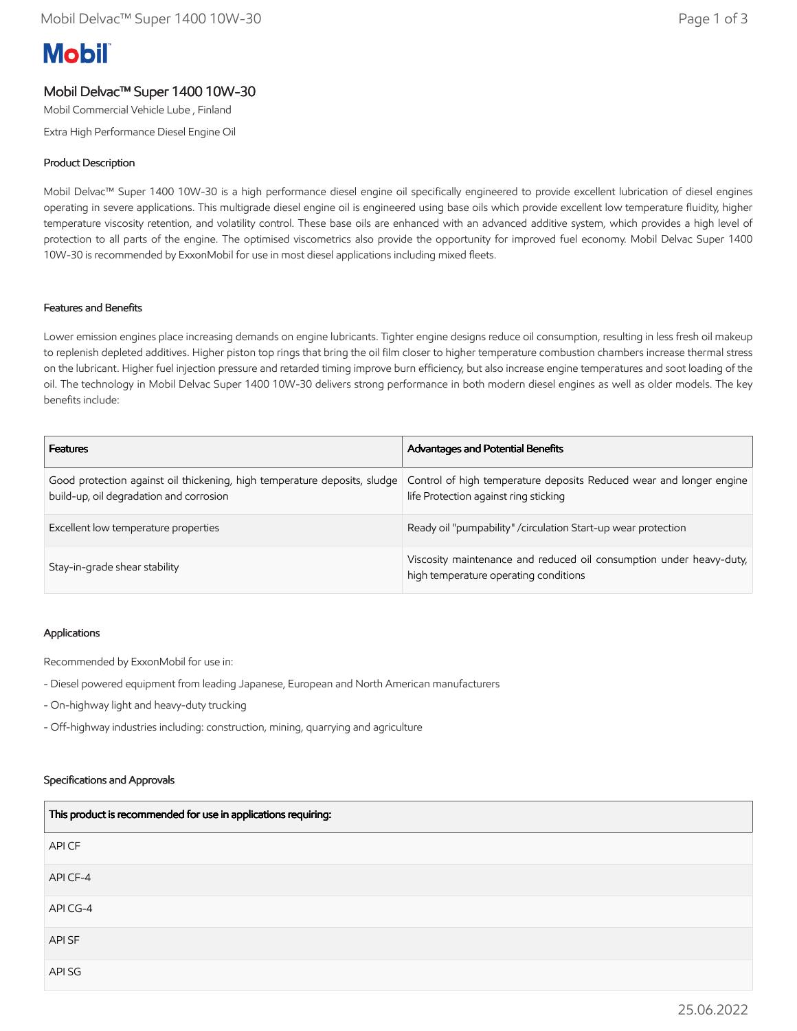Mobil

# Mobil Delvac™ Super 1400 10W-30

Mobil Commercial Vehicle Lube , Finland

Extra High Performance Diesel Engine Oil

## Product Description

Mobil Delvac™ Super 1400 10W-30 is a high performance diesel engine oil specifically engineered to provide excellent lubrication of diesel engines operating in severe applications. This multigrade diesel engine oil is engineered using base oils which provide excellent low temperature fluidity, higher temperature viscosity retention, and volatility control. These base oils are enhanced with an advanced additive system, which provides a high level of protection to all parts of the engine. The optimised viscometrics also provide the opportunity for improved fuel economy. Mobil Delvac Super 1400 10W-30 is recommended by ExxonMobil for use in most diesel applications including mixed fleets.

## Features and Benefits

Lower emission engines place increasing demands on engine lubricants. Tighter engine designs reduce oil consumption, resulting in less fresh oil makeup to replenish depleted additives. Higher piston top rings that bring the oil film closer to higher temperature combustion chambers increase thermal stress on the lubricant. Higher fuel injection pressure and retarded timing improve burn efficiency, but also increase engine temperatures and soot loading of the oil. The technology in Mobil Delvac Super 1400 10W-30 delivers strong performance in both modern diesel engines as well as older models. The key benefits include:

| Features | Advantages and Potential Benefits |
| --- | --- |
| Good protection against oil thickening, high temperature deposits, sludge build-up, oil degradation and corrosion | Control of high temperature deposits Reduced wear and longer engine life Protection against ring sticking |
| Excellent low temperature properties | Ready oil "pumpability" /circulation Start-up wear protection |
| Stay-in-grade shear stability | Viscosity maintenance and reduced oil consumption under heavy-duty, high temperature operating conditions |

## Applications

Recommended by ExxonMobil for use in:

- Diesel powered equipment from leading Japanese, European and North American manufacturers
- On-highway light and heavy-duty trucking
- Off-highway industries including: construction, mining, quarrying and agriculture

## Specifications and Approvals

| This product is recommended for use in applications requiring: |
| --- |
| API CF |
| API CF-4 |
| API CG-4 |
| API SF |
| API SG |

25.06.2022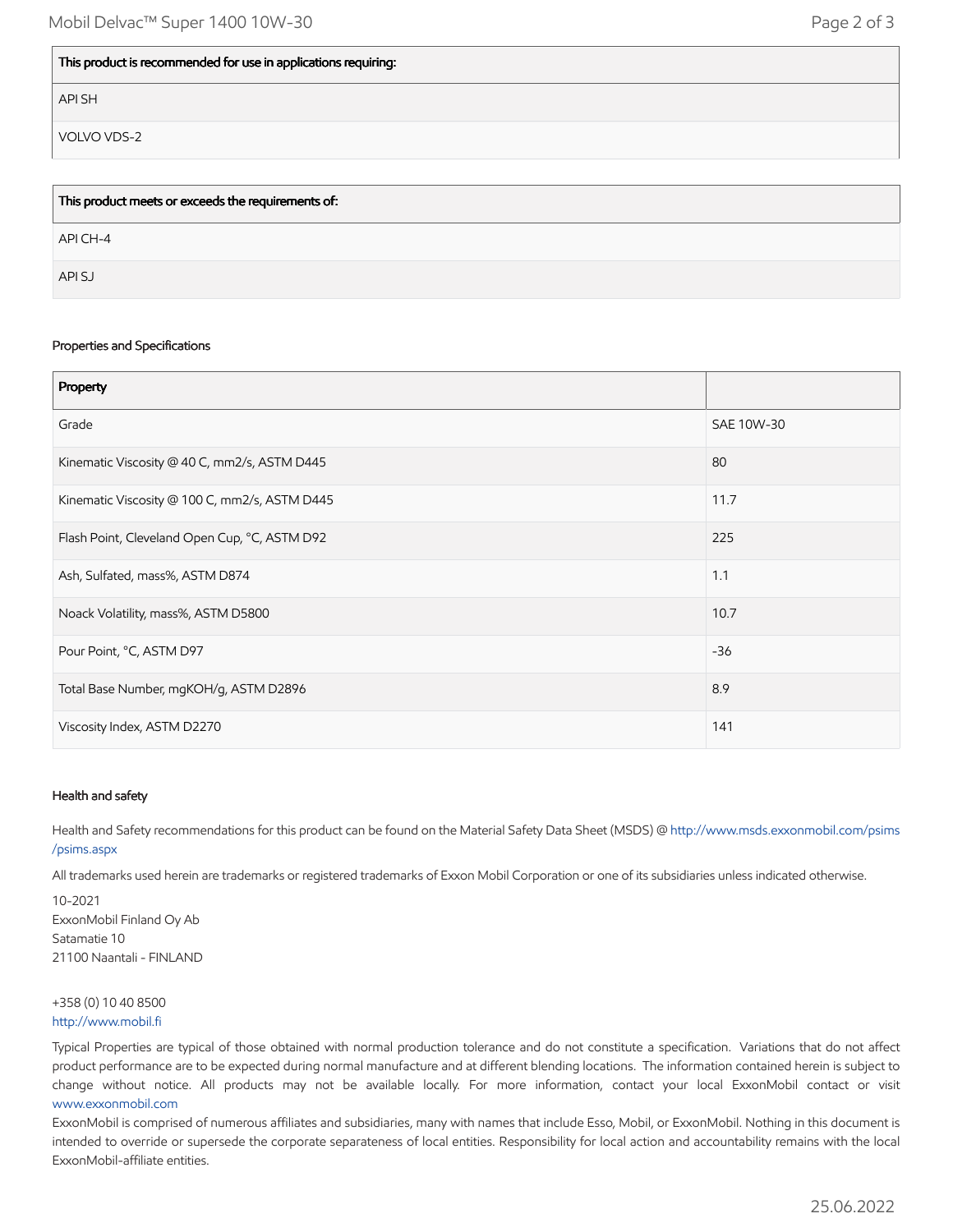| This product is recommended for use in applications requiring: |
| --- |
| API SH |
| VOLVO VDS-2 |

| This product meets or exceeds the requirements of: |
| --- |
| API CH-4 |
| API SJ |

### Properties and Specifications

| Property | |
| --- | --- |
| Grade | SAE 10W-30 |
| Kinematic Viscosity @ 40 C, mm2/s, ASTM D445 | 80 |
| Kinematic Viscosity @ 100 C, mm2/s, ASTM D445 | 11.7 |
| Flash Point, Cleveland Open Cup, °C, ASTM D92 | 225 |
| Ash, Sulfated, mass%, ASTM D874 | 1.1 |
| Noack Volatility, mass%, ASTM D5800 | 10.7 |
| Pour Point, °C, ASTM D97 | -36 |
| Total Base Number, mgKOH/g, ASTM D2896 | 8.9 |
| Viscosity Index, ASTM D2270 | 141 |

### Health and safety

Health and Safety recommendations for this product can be found on the Material Safety Data Sheet (MSDS) @ http://www.msds.exxonmobil.com/psims/psims.aspx

All trademarks used herein are trademarks or registered trademarks of Exxon Mobil Corporation or one of its subsidiaries unless indicated otherwise.

10-2021
ExxonMobil Finland Oy Ab
Satamatie 10
21100 Naantali - FINLAND

+358 (0) 10 40 8500
http://www.mobil.fi

Typical Properties are typical of those obtained with normal production tolerance and do not constitute a specification. Variations that do not affect product performance are to be expected during normal manufacture and at different blending locations. The information contained herein is subject to change without notice. All products may not be available locally. For more information, contact your local ExxonMobil contact or visit www.exxonmobil.com

ExxonMobil is comprised of numerous affiliates and subsidiaries, many with names that include Esso, Mobil, or ExxonMobil. Nothing in this document is intended to override or supersede the corporate separateness of local entities. Responsibility for local action and accountability remains with the local ExxonMobil-affiliate entities.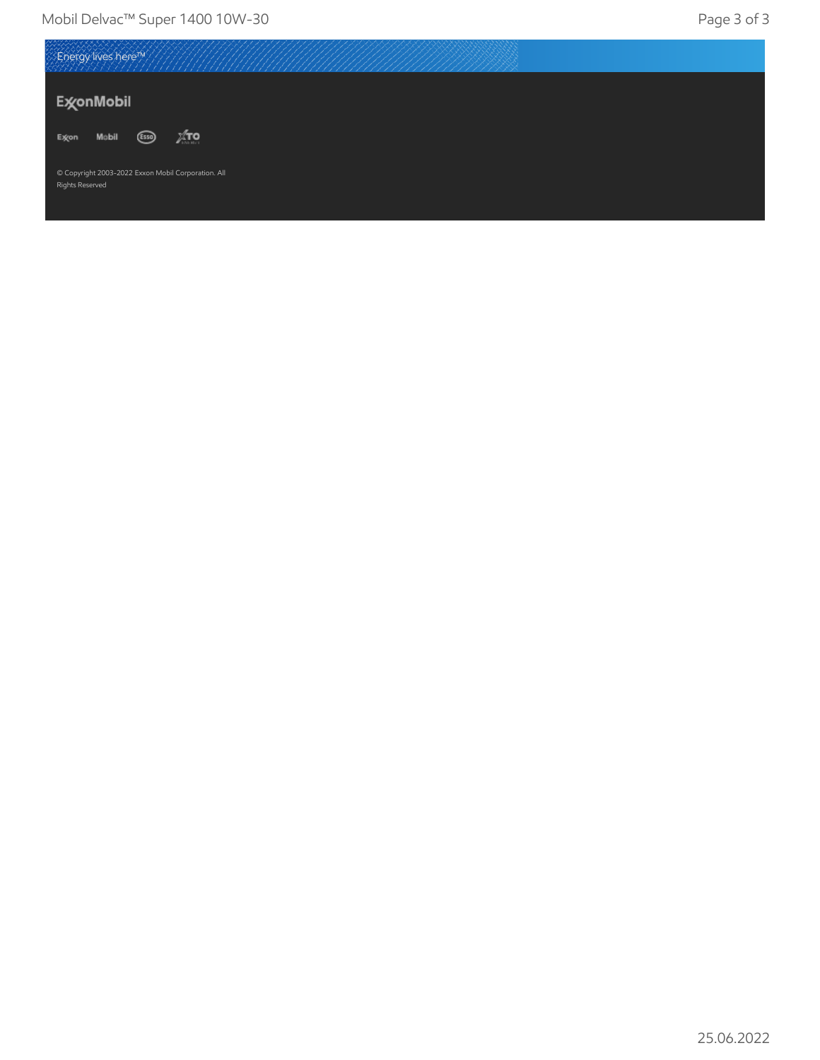Energy lives here™

ExxonMobil

Exxon Mobil Esso XTO

© Copyright 2003-2022 Exxon Mobil Corporation. All Rights Reserved